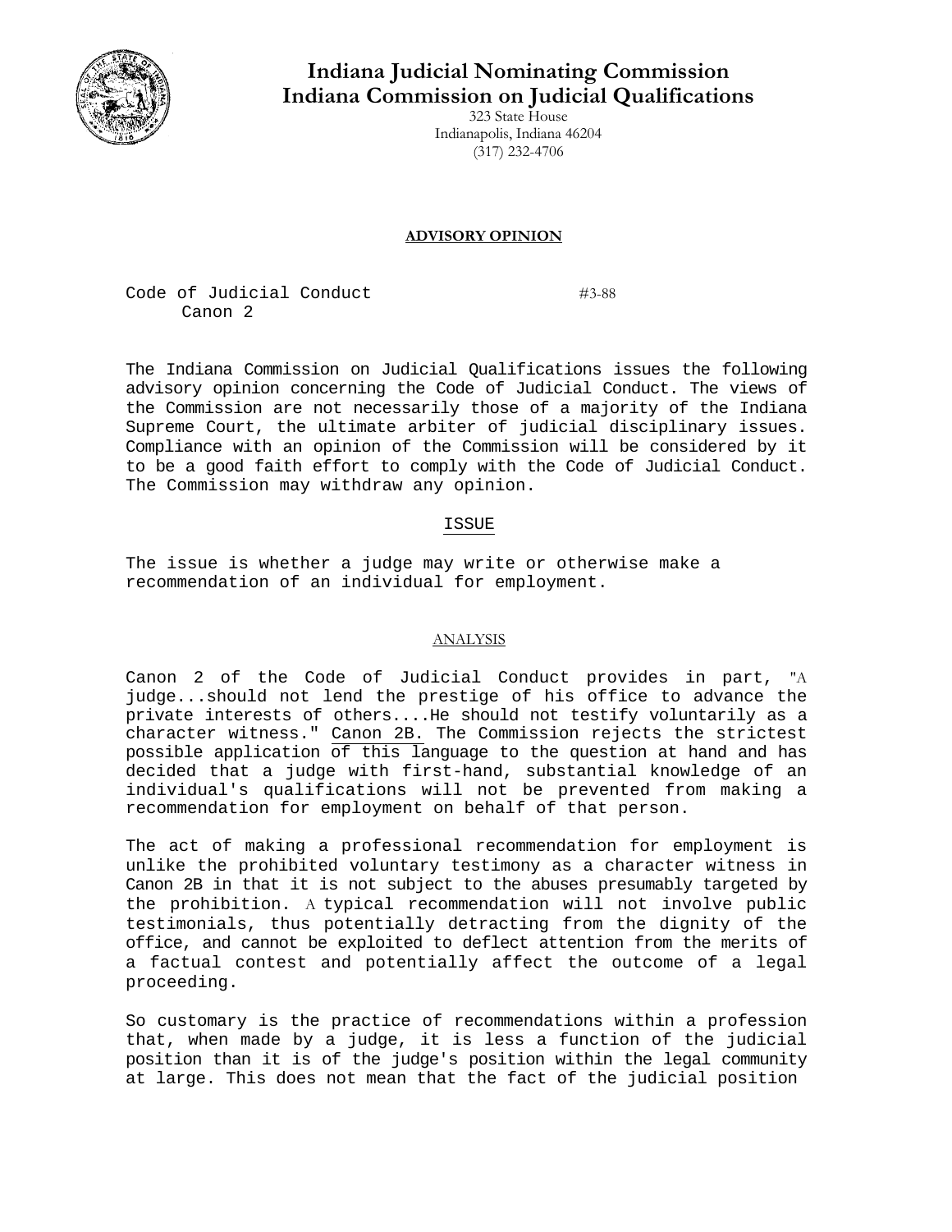# Indiana Judicial Nominating Commission
# Indiana Commission on Judicial Qualifications

323 State House
Indianapolis, Indiana 46204
(317) 232-4706

**ADVISORY OPINION**

Code of Judicial Conduct
Canon 2

#3-88

The Indiana Commission on Judicial Qualifications issues the following advisory opinion concerning the Code of Judicial Conduct. The views of the Commission are not necessarily those of a majority of the Indiana Supreme Court, the ultimate arbiter of judicial disciplinary issues. Compliance with an opinion of the Commission will be considered by it to be a good faith effort to comply with the Code of Judicial Conduct. The Commission may withdraw any opinion.

## ISSUE

The issue is whether a judge may write or otherwise make a recommendation of an individual for employment.

## ANALYSIS

Canon 2 of the Code of Judicial Conduct provides in part, "A judge...should not lend the prestige of his office to advance the private interests of others....He should not testify voluntarily as a character witness." Canon 2B. The Commission rejects the strictest possible application of this language to the question at hand and has decided that a judge with first-hand, substantial knowledge of an individual's qualifications will not be prevented from making a recommendation for employment on behalf of that person.

The act of making a professional recommendation for employment is unlike the prohibited voluntary testimony as a character witness in Canon 2B in that it is not subject to the abuses presumably targeted by the prohibition. A typical recommendation will not involve public testimonials, thus potentially detracting from the dignity of the office, and cannot be exploited to deflect attention from the merits of a factual contest and potentially affect the outcome of a legal proceeding.

So customary is the practice of recommendations within a profession that, when made by a judge, it is less a function of the judicial position than it is of the judge's position within the legal community at large. This does not mean that the fact of the judicial position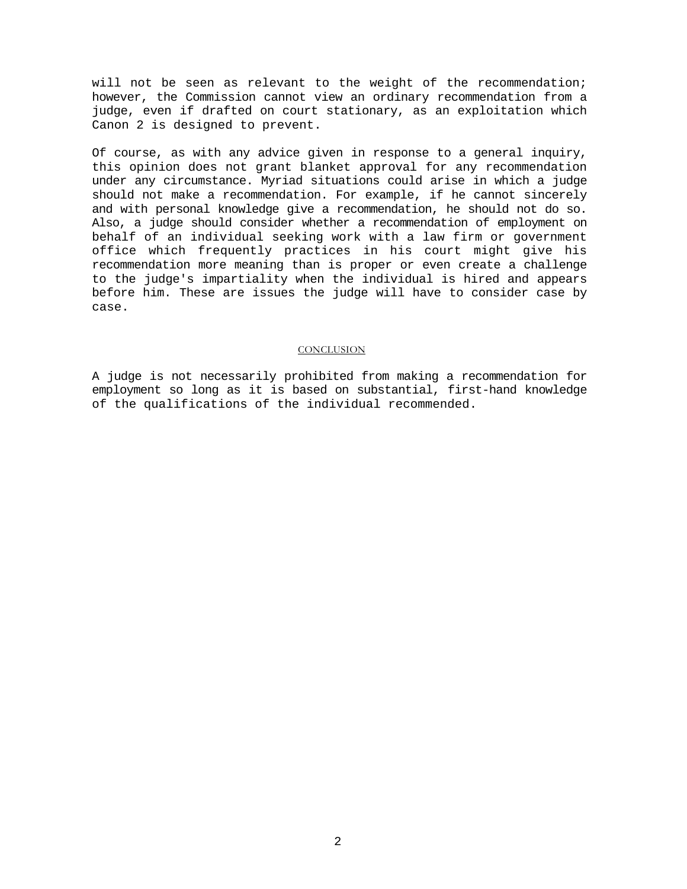will not be seen as relevant to the weight of the recommendation; however, the Commission cannot view an ordinary recommendation from a judge, even if drafted on court stationary, as an exploitation which Canon 2 is designed to prevent.

Of course, as with any advice given in response to a general inquiry, this opinion does not grant blanket approval for any recommendation under any circumstance. Myriad situations could arise in which a judge should not make a recommendation. For example, if he cannot sincerely and with personal knowledge give a recommendation, he should not do so. Also, a judge should consider whether a recommendation of employment on behalf of an individual seeking work with a law firm or government office which frequently practices in his court might give his recommendation more meaning than is proper or even create a challenge to the judge's impartiality when the individual is hired and appears before him. These are issues the judge will have to consider case by case.

## CONCLUSION

A judge is not necessarily prohibited from making a recommendation for employment so long as it is based on substantial, first-hand knowledge of the qualifications of the individual recommended.